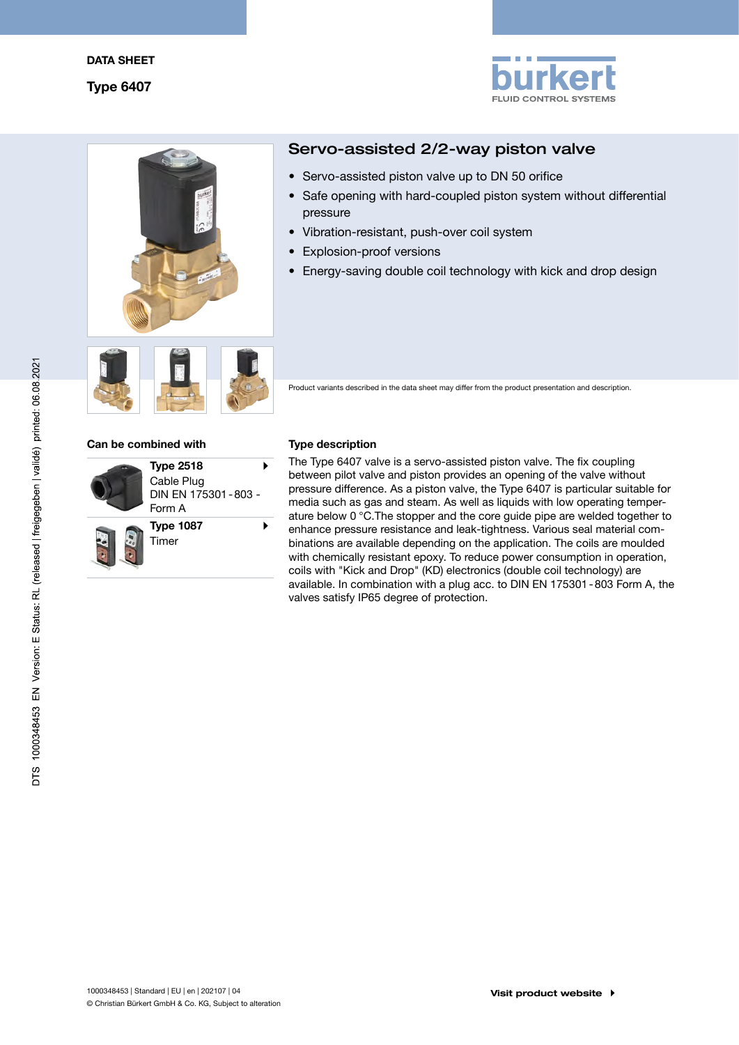DATA SHEET

Type 6407

# Servo-assisted 2/2-way piston valve

- Servo-assisted piston valve up to DN 50 orifice
- Safe opening with hard-coupled piston system without differential pressure
- Vibration-resistant, push-over coil system
- Explosion-proof versions
- Energy-saving double coil technology with kick and drop design

Product variants described in the data sheet may differ from the product presentation and description.

## Can be combined with

**Type 2518**
Cable Plug
DIN EN 175301 - 803 - Form A

**Type 1087**
Timer

## Type description

The Type 6407 valve is a servo-assisted piston valve. The fix coupling between pilot valve and piston provides an opening of the valve without pressure difference. As a piston valve, the Type 6407 is particular suitable for media such as gas and steam. As well as liquids with low operating temperature below 0 °C.The stopper and the core guide pipe are welded together to enhance pressure resistance and leak-tightness. Various seal material combinations are available depending on the application. The coils are moulded with chemically resistant epoxy. To reduce power consumption in operation, coils with "Kick and Drop" (KD) electronics (double coil technology) are available. In combination with a plug acc. to DIN EN 175301 - 803 Form A, the valves satisfy IP65 degree of protection.

Visit product website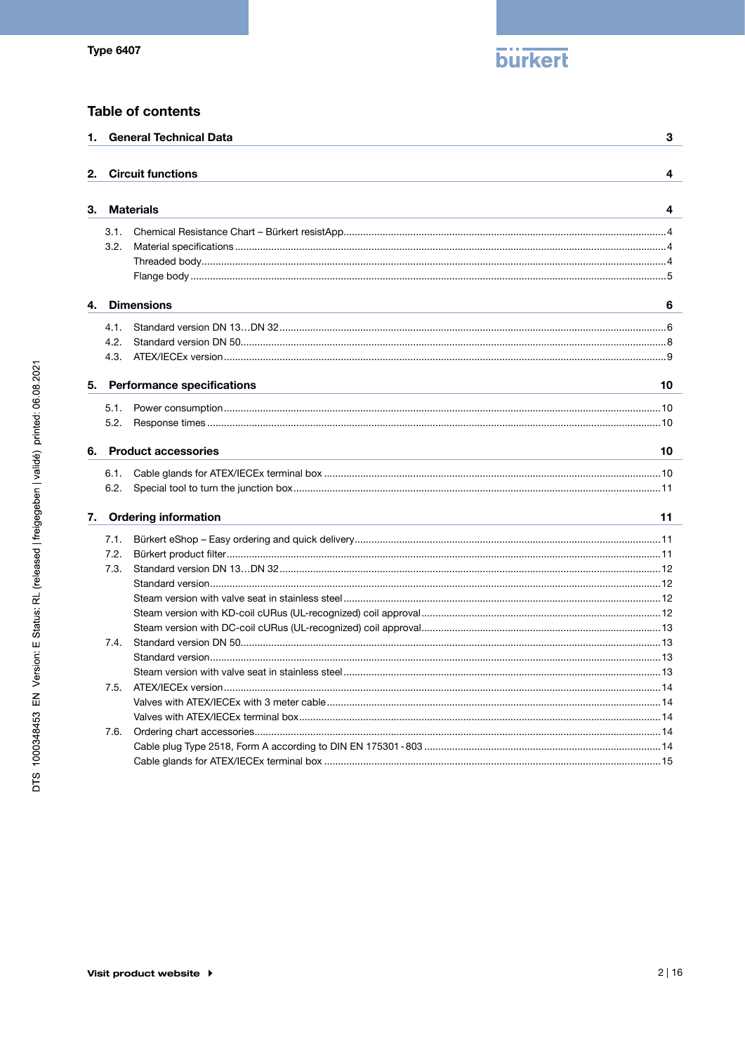## Table of contents

**1. General Technical Data** 3

**2. Circuit functions** 4

**3. Materials** 4

- 3.1. Chemical Resistance Chart – Bürkert resistApp 4
- 3.2. Material specifications 4
  - Threaded body 4
  - Flange body 5

**4. Dimensions** 6

- 4.1. Standard version DN 13…DN 32 6
- 4.2. Standard version DN 50 8
- 4.3. ATEX/IECEx version 9

**5. Performance specifications** 10

- 5.1. Power consumption 10
- 5.2. Response times 10

**6. Product accessories** 10

- 6.1. Cable glands for ATEX/IECEx terminal box 10
- 6.2. Special tool to turn the junction box 11

**7. Ordering information** 11

- 7.1. Bürkert eShop – Easy ordering and quick delivery 11
- 7.2. Bürkert product filter 11
- 7.3. Standard version DN 13…DN 32 12
  - Standard version 12
  - Steam version with valve seat in stainless steel 12
  - Steam version with KD-coil cURus (UL-recognized) coil approval 12
  - Steam version with DC-coil cURus (UL-recognized) coil approval 13
- 7.4. Standard version DN 50 13
  - Standard version 13
  - Steam version with valve seat in stainless steel 13
- 7.5. ATEX/IECEx version 14
  - Valves with ATEX/IECEx with 3 meter cable 14
  - Valves with ATEX/IECEx terminal box 14
- 7.6. Ordering chart accessories 14
  - Cable plug Type 2518, Form A according to DIN EN 175301 - 803 14
  - Cable glands for ATEX/IECEx terminal box 15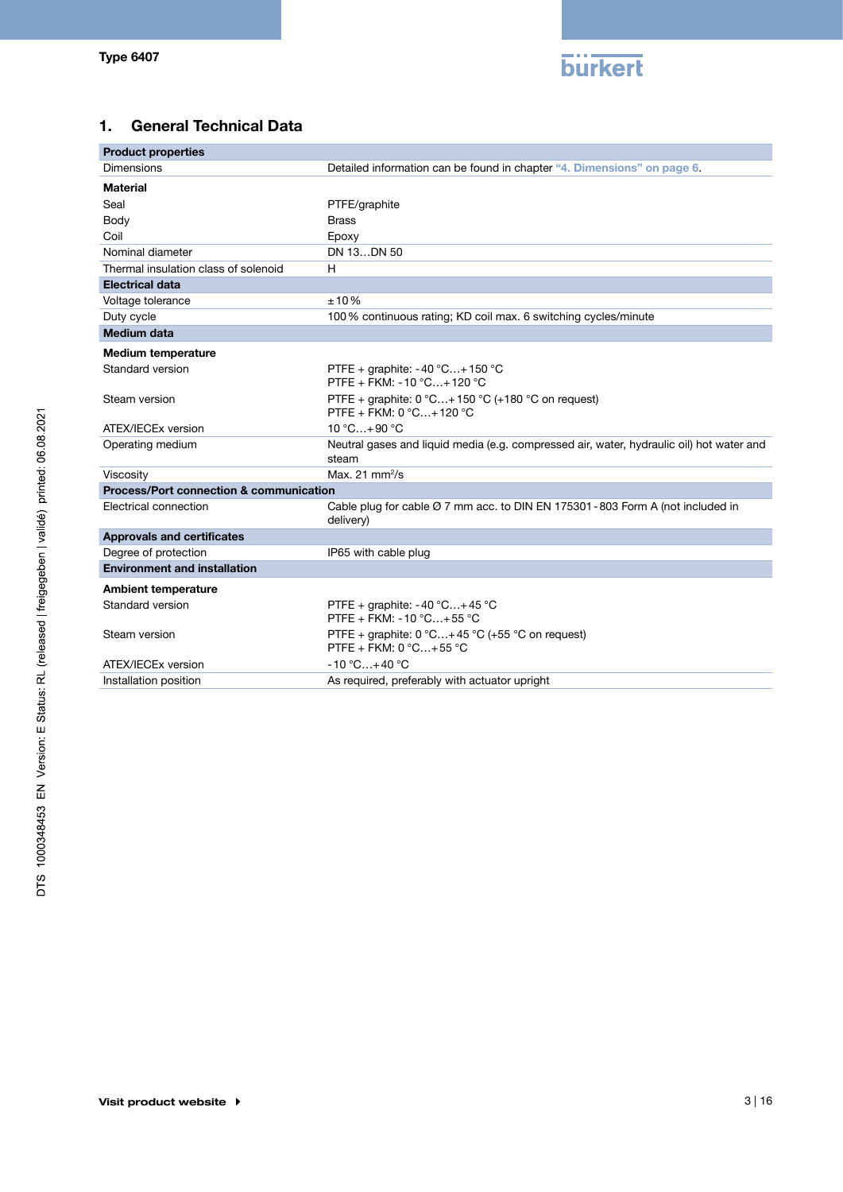## 1. General Technical Data

| Product properties | |
|---|---|
| Dimensions | Detailed information can be found in chapter "4. Dimensions" on page 6. |
| **Material** | |
| Seal | PTFE/graphite |
| Body | Brass |
| Coil | Epoxy |
| Nominal diameter | DN 13…DN 50 |
| Thermal insulation class of solenoid | H |
| **Electrical data** | |
| Voltage tolerance | ±10 % |
| Duty cycle | 100 % continuous rating; KD coil max. 6 switching cycles/minute |
| **Medium data** | |
| **Medium temperature** | |
| Standard version | PTFE + graphite: -40 °C…+150 °C<br>PTFE + FKM: -10 °C…+120 °C |
| Steam version | PTFE + graphite: 0 °C…+150 °C (+180 °C on request)<br>PTFE + FKM: 0 °C…+120 °C |
| ATEX/IECEx version | 10 °C…+90 °C |
| Operating medium | Neutral gases and liquid media (e.g. compressed air, water, hydraulic oil) hot water and steam |
| Viscosity | Max. 21 $mm^2/s$ |
| **Process/Port connection & communication** | |
| Electrical connection | Cable plug for cable Ø 7 mm acc. to DIN EN 175301-803 Form A (not included in delivery) |
| **Approvals and certificates** | |
| Degree of protection | IP65 with cable plug |
| **Environment and installation** | |
| **Ambient temperature** | |
| Standard version | PTFE + graphite: -40 °C…+45 °C<br>PTFE + FKM: -10 °C…+55 °C |
| Steam version | PTFE + graphite: 0 °C…+45 °C (+55 °C on request)<br>PTFE + FKM: 0 °C…+55 °C |
| ATEX/IECEx version | -10 °C…+40 °C |
| Installation position | As required, preferably with actuator upright |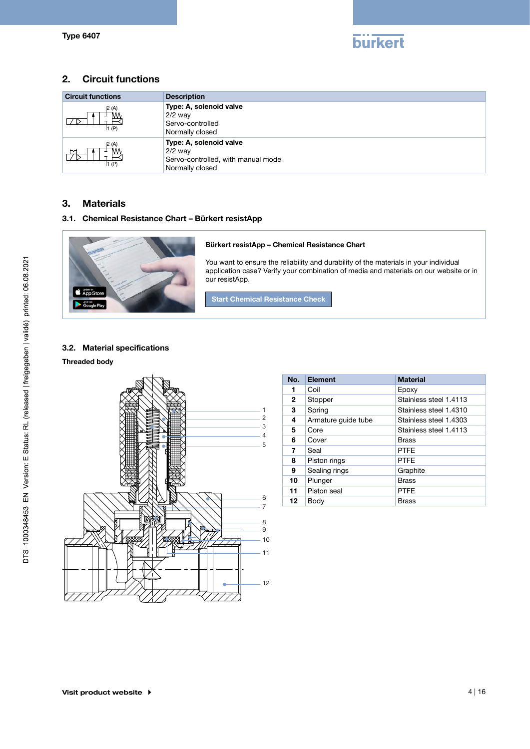## 2. Circuit functions

| Circuit functions | Description |
|---|---|
| | **Type: A, solenoid valve**<br>2/2 way<br>Servo-controlled<br>Normally closed |
| | **Type: A, solenoid valve**<br>2/2 way<br>Servo-controlled, with manual mode<br>Normally closed |

## 3. Materials

### 3.1. Chemical Resistance Chart – Bürkert resistApp

**Bürkert resistApp – Chemical Resistance Chart**

You want to ensure the reliability and durability of the materials in your individual application case? Verify your combination of media and materials on our website or in our resistApp.

Start Chemical Resistance Check

### 3.2. Material specifications

**Threaded body**

| No. | Element | Material |
|---|---|---|
| 1 | Coil | Epoxy |
| 2 | Stopper | Stainless steel 1.4113 |
| 3 | Spring | Stainless steel 1.4310 |
| 4 | Armature guide tube | Stainless steel 1.4303 |
| 5 | Core | Stainless steel 1.4113 |
| 6 | Cover | Brass |
| 7 | Seal | PTFE |
| 8 | Piston rings | PTFE |
| 9 | Sealing rings | Graphite |
| 10 | Plunger | Brass |
| 11 | Piston seal | PTFE |
| 12 | Body | Brass |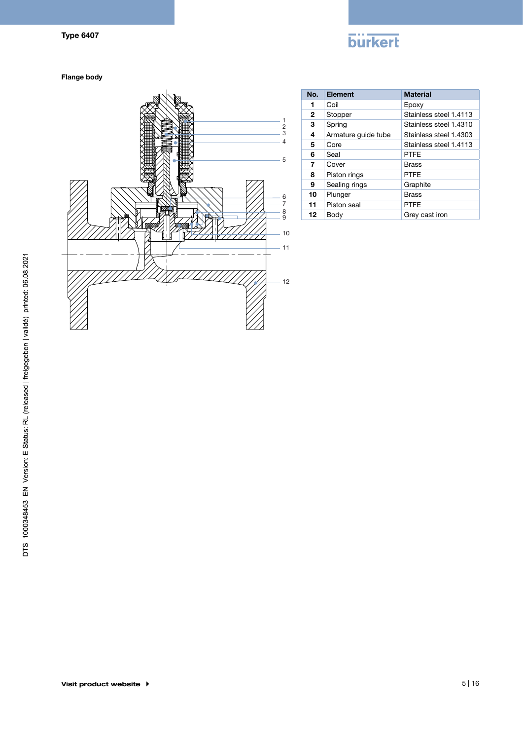## Flange body

| No. | Element | Material |
|---|---|---|
| 1 | Coil | Epoxy |
| 2 | Stopper | Stainless steel 1.4113 |
| 3 | Spring | Stainless steel 1.4310 |
| 4 | Armature guide tube | Stainless steel 1.4303 |
| 5 | Core | Stainless steel 1.4113 |
| 6 | Seal | PTFE |
| 7 | Cover | Brass |
| 8 | Piston rings | PTFE |
| 9 | Sealing rings | Graphite |
| 10 | Plunger | Brass |
| 11 | Piston seal | PTFE |
| 12 | Body | Grey cast iron |

Visit product website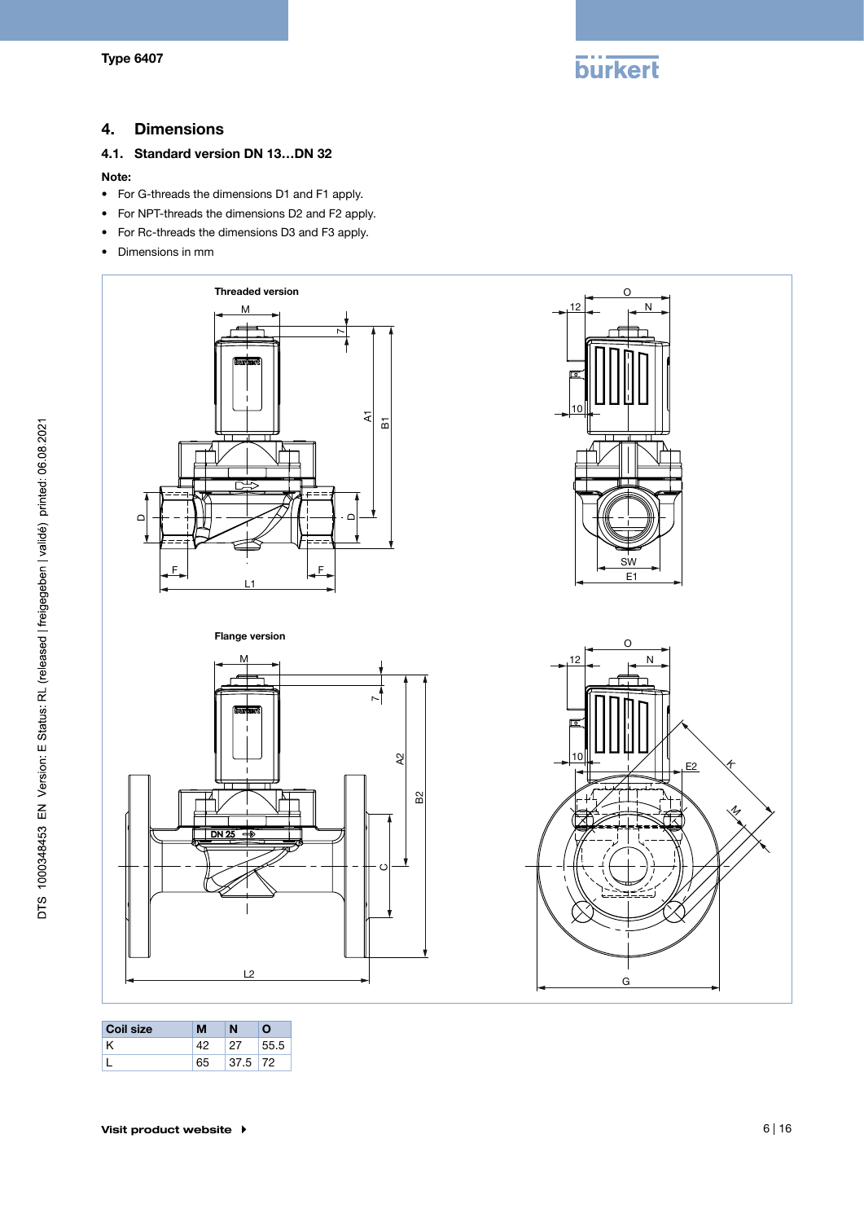# 4. Dimensions

## 4.1. Standard version DN 13…DN 32

**Note:**

- For G-threads the dimensions D1 and F1 apply.
- For NPT-threads the dimensions D2 and F2 apply.
- For Rc-threads the dimensions D3 and F3 apply.
- Dimensions in mm

**Threaded version**

**Flange version**

| Coil size | M | N | O |
|---|---|---|---|
| K | 42 | 27 | 55.5 |
| L | 65 | 37.5 | 72 |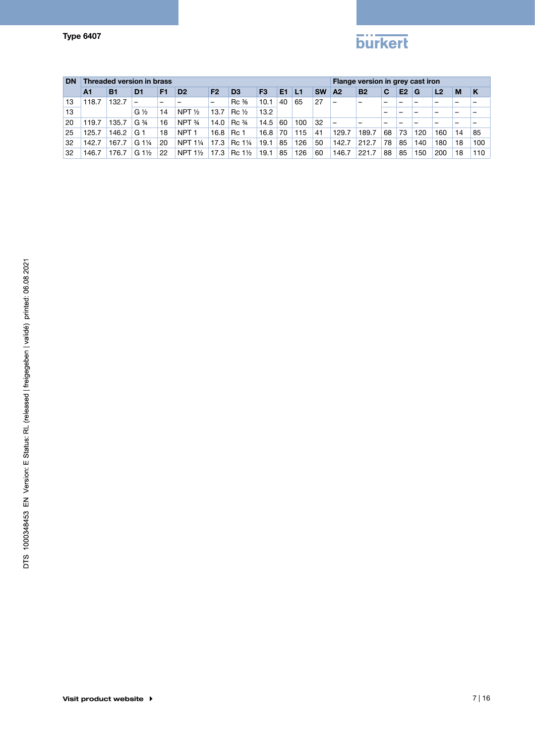| DN | Threaded version in brass | | | | | | | | | | | Flange version in grey cast iron | | | | | | | |
|---|---|---|---|---|---|---|---|---|---|---|---|---|---|---|---|---|---|---|---|
| | A1 | B1 | D1 | F1 | D2 | F2 | D3 | F3 | E1 | L1 | SW | A2 | B2 | C | E2 | G | L2 | M | K |
| 13 | 118.7 | 132.7 | – | – | – | – | Rc ⅜ | 10.1 | 40 | 65 | 27 | – | – | – | – | – | – | – | – |
| 13 | | | G ½ | 14 | NPT ½ | 13.7 | Rc ½ | 13.2 | | | | | | – | – | – | – | – | – |
| 20 | 119.7 | 135.7 | G ¾ | 16 | NPT ¾ | 14.0 | Rc ¾ | 14.5 | 60 | 100 | 32 | – | – | – | – | – | – | – | – |
| 25 | 125.7 | 146.2 | G 1 | 18 | NPT 1 | 16.8 | Rc 1 | 16.8 | 70 | 115 | 41 | 129.7 | 189.7 | 68 | 73 | 120 | 160 | 14 | 85 |
| 32 | 142.7 | 167.7 | G 1¼ | 20 | NPT 1¼ | 17.3 | Rc 1¼ | 19.1 | 85 | 126 | 50 | 142.7 | 212.7 | 78 | 85 | 140 | 180 | 18 | 100 |
| 32 | 146.7 | 176.7 | G 1½ | 22 | NPT 1½ | 17.3 | Rc 1½ | 19.1 | 85 | 126 | 60 | 146.7 | 221.7 | 88 | 85 | 150 | 200 | 18 | 110 |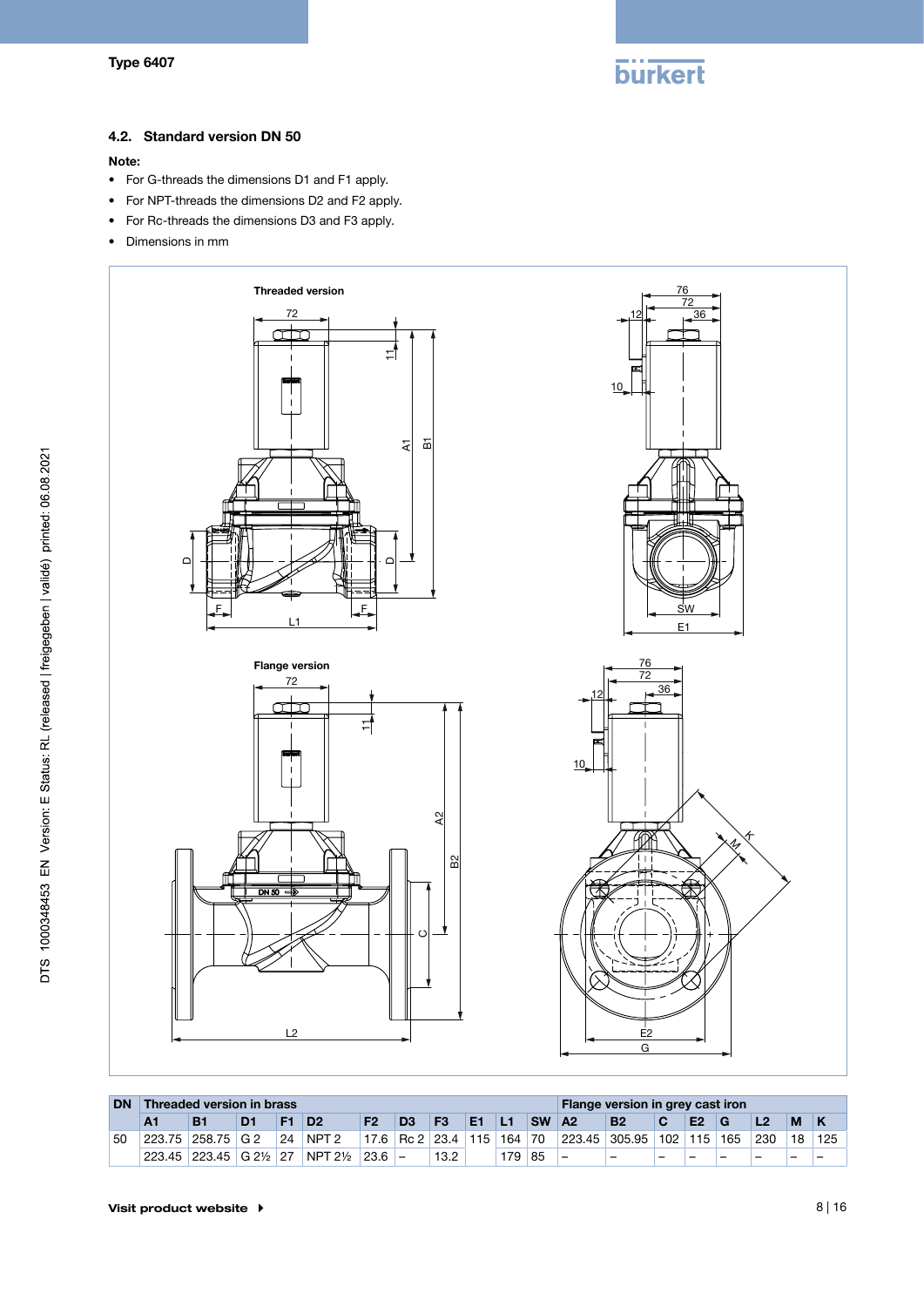## 4.2. Standard version DN 50

**Note:**

- For G-threads the dimensions D1 and F1 apply.
- For NPT-threads the dimensions D2 and F2 apply.
- For Rc-threads the dimensions D3 and F3 apply.
- Dimensions in mm

Threaded version

Flange version

| DN | Threaded version in brass | | | | | | | | | | | Flange version in grey cast iron | | | | | | | |
|---|---|---|---|---|---|---|---|---|---|---|---|---|---|---|---|---|---|---|---|
| | **A1** | **B1** | **D1** | **F1** | **D2** | **F2** | **D3** | **F3** | **E1** | **L1** | **SW** | **A2** | **B2** | **C** | **E2** | **G** | **L2** | **M** | **K** |
| 50 | 223.75 | 258.75 | G 2 | 24 | NPT 2 | 17.6 | Rc 2 | 23.4 | 115 | 164 | 70 | 223.45 | 305.95 | 102 | 115 | 165 | 230 | 18 | 125 |
| | 223.45 | 223.45 | G 2½ | 27 | NPT 2½ | 23.6 | – | 13.2 | | 179 | 85 | – | – | – | – | – | – | – | – |

Visit product website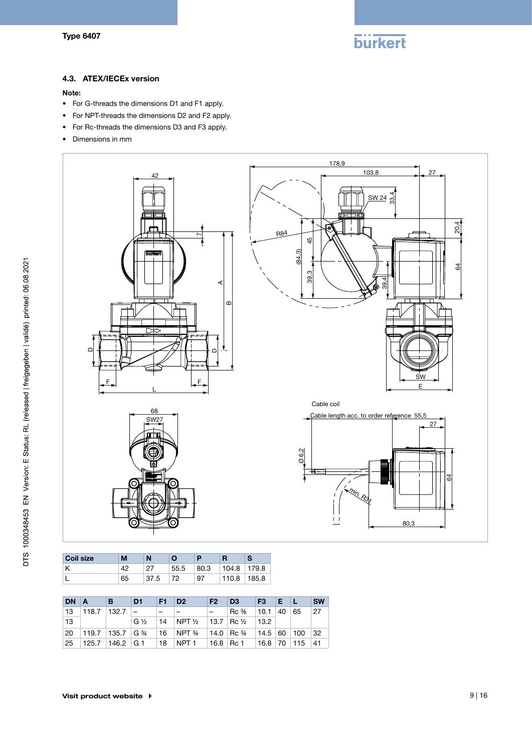## 4.3. ATEX/IECEx version

**Note:**

- For G-threads the dimensions D1 and F1 apply.
- For NPT-threads the dimensions D2 and F2 apply.
- For Rc-threads the dimensions D3 and F3 apply.
- Dimensions in mm

| Coil size | M | N | O | P | R | S |
|---|---|---|---|---|---|---|
| K | 42 | 27 | 55.5 | 80.3 | 104.8 | 179.8 |
| L | 65 | 37.5 | 72 | 97 | 110.8 | 185.8 |

| DN | A | B | D1 | F1 | D2 | F2 | D3 | F3 | E | L | SW |
|---|---|---|---|---|---|---|---|---|---|---|---|
| 13 | 118.7 | 132.7 | – | – | – | – | Rc ⅜ | 10.1 | 40 | 65 | 27 |
| 13 | | | G ½ | 14 | NPT ½ | 13.7 | Rc ½ | 13.2 | | | |
| 20 | 119.7 | 135.7 | G ¾ | 16 | NPT ¾ | 14.0 | Rc ¾ | 14.5 | 60 | 100 | 32 |
| 25 | 125.7 | 146.2 | G 1 | 18 | NPT 1 | 16.8 | Rc 1 | 16.8 | 70 | 115 | 41 |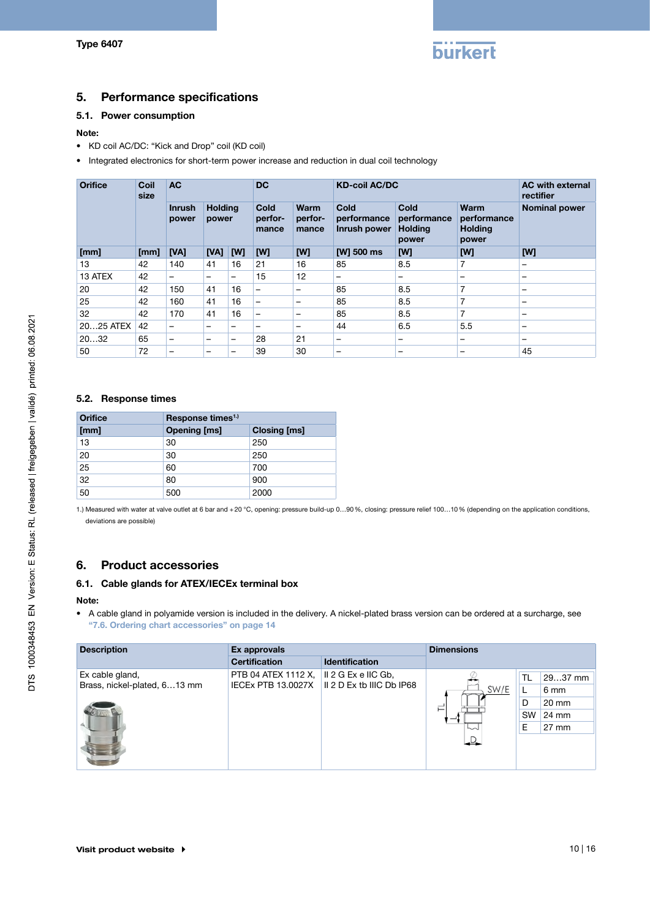## 5. Performance specifications

### 5.1. Power consumption

**Note:**

- KD coil AC/DC: "Kick and Drop" coil (KD coil)
- Integrated electronics for short-term power increase and reduction in dual coil technology

| Orifice | Coil size | AC | | | DC | | KD-coil AC/DC | | | AC with external rectifier |
|---|---|---|---|---|---|---|---|---|---|---|
| | | Inrush power | Holding power | | Cold perfor-mance | Warm perfor-mance | Cold performance Inrush power | Cold performance Holding power | Warm performance Holding power | Nominal power |
| [mm] | [mm] | [VA] | [VA] | [W] | [W] | [W] | [W] 500 ms | [W] | [W] | [W] |
| 13 | 42 | 140 | 41 | 16 | 21 | 16 | 85 | 8.5 | 7 | – |
| 13 ATEX | 42 | – | – | – | 15 | 12 | – | – | – | – |
| 20 | 42 | 150 | 41 | 16 | – | – | 85 | 8.5 | 7 | – |
| 25 | 42 | 160 | 41 | 16 | – | – | 85 | 8.5 | 7 | – |
| 32 | 42 | 170 | 41 | 16 | – | – | 85 | 8.5 | 7 | – |
| 20…25 ATEX | 42 | – | – | – | – | – | 44 | 6.5 | 5.5 | – |
| 20…32 | 65 | – | – | – | 28 | 21 | – | – | – | – |
| 50 | 72 | – | – | – | 39 | 30 | – | – | – | 45 |

### 5.2. Response times

| Orifice | Response times[1.)] | |
|---|---|---|
| [mm] | Opening [ms] | Closing [ms] |
| 13 | 30 | 250 |
| 20 | 30 | 250 |
| 25 | 60 | 700 |
| 32 | 80 | 900 |
| 50 | 500 | 2000 |

1.) Measured with water at valve outlet at 6 bar and +20 °C, opening: pressure build-up 0…90 %, closing: pressure relief 100…10 % (depending on the application conditions, deviations are possible)

## 6. Product accessories

### 6.1. Cable glands for ATEX/IECEx terminal box

**Note:**

- A cable gland in polyamide version is included in the delivery. A nickel-plated brass version can be ordered at a surcharge, see "7.6. Ordering chart accessories" on page 14

| Description | Ex approvals | | Dimensions | |
|---|---|---|---|---|
| | Certification | Identification | | |
| Ex cable gland, Brass, nickel-plated, 6…13 mm | PTB 04 ATEX 1112 X, IECEx PTB 13.0027X | II 2 G Ex e IIC Gb, II 2 D Ex tb IIIC Db IP68 | | TL: 29…37 mm<br>L: 6 mm<br>D: 20 mm<br>SW: 24 mm<br>E: 27 mm |